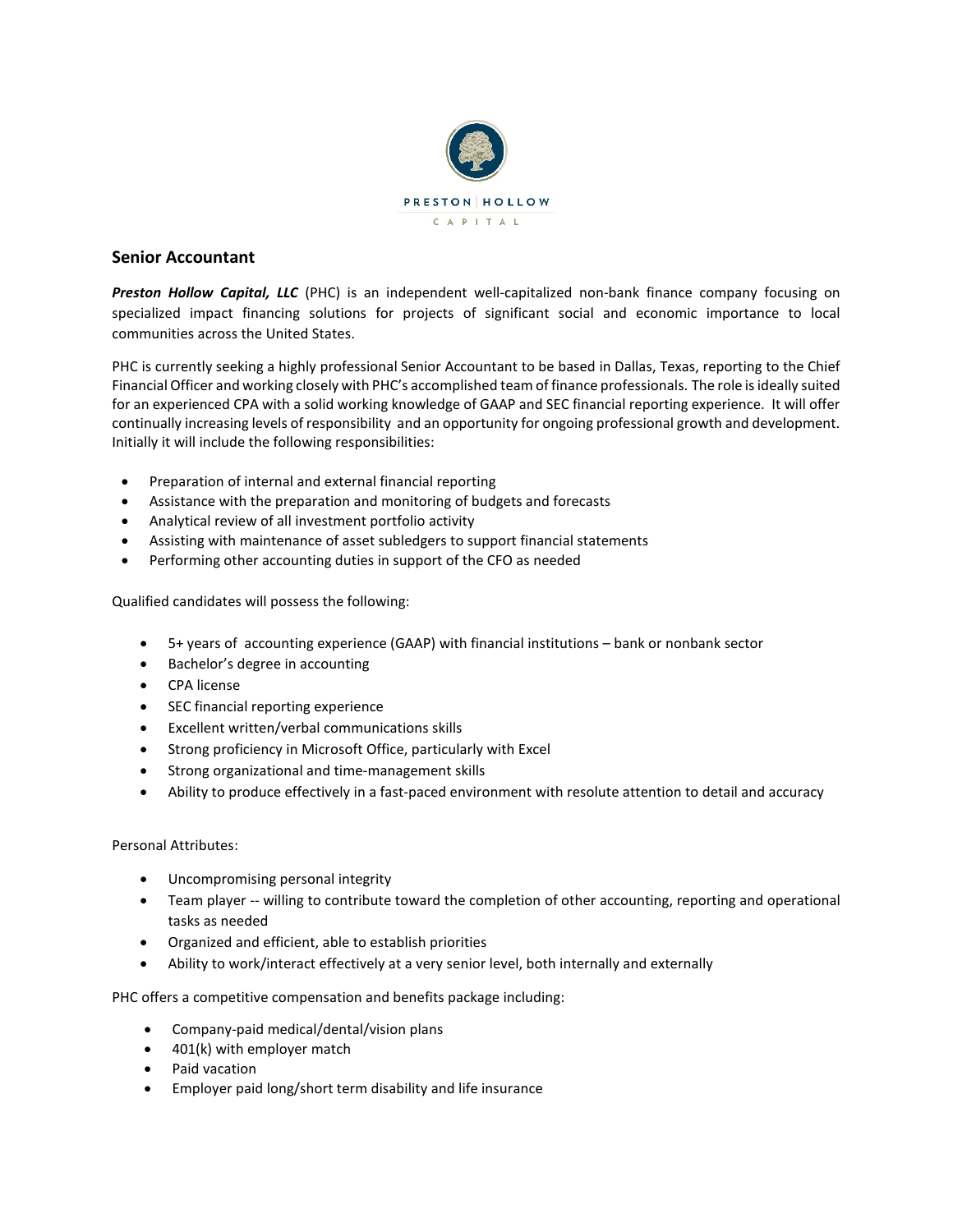PRESTON | HOLLOW

CAPITAL

## Senior Accountant

***Preston Hollow Capital, LLC*** (PHC) is an independent well-capitalized non-bank finance company focusing on specialized impact financing solutions for projects of significant social and economic importance to local communities across the United States.

PHC is currently seeking a highly professional Senior Accountant to be based in Dallas, Texas, reporting to the Chief Financial Officer and working closely with PHC's accomplished team of finance professionals. The role is ideally suited for an experienced CPA with a solid working knowledge of GAAP and SEC financial reporting experience. It will offer continually increasing levels of responsibility and an opportunity for ongoing professional growth and development. Initially it will include the following responsibilities:

- Preparation of internal and external financial reporting
- Assistance with the preparation and monitoring of budgets and forecasts
- Analytical review of all investment portfolio activity
- Assisting with maintenance of asset subledgers to support financial statements
- Performing other accounting duties in support of the CFO as needed

Qualified candidates will possess the following:

- 5+ years of accounting experience (GAAP) with financial institutions – bank or nonbank sector
- Bachelor's degree in accounting
- CPA license
- SEC financial reporting experience
- Excellent written/verbal communications skills
- Strong proficiency in Microsoft Office, particularly with Excel
- Strong organizational and time-management skills
- Ability to produce effectively in a fast-paced environment with resolute attention to detail and accuracy

Personal Attributes:

- Uncompromising personal integrity
- Team player -- willing to contribute toward the completion of other accounting, reporting and operational tasks as needed
- Organized and efficient, able to establish priorities
- Ability to work/interact effectively at a very senior level, both internally and externally

PHC offers a competitive compensation and benefits package including:

- Company-paid medical/dental/vision plans
- 401(k) with employer match
- Paid vacation
- Employer paid long/short term disability and life insurance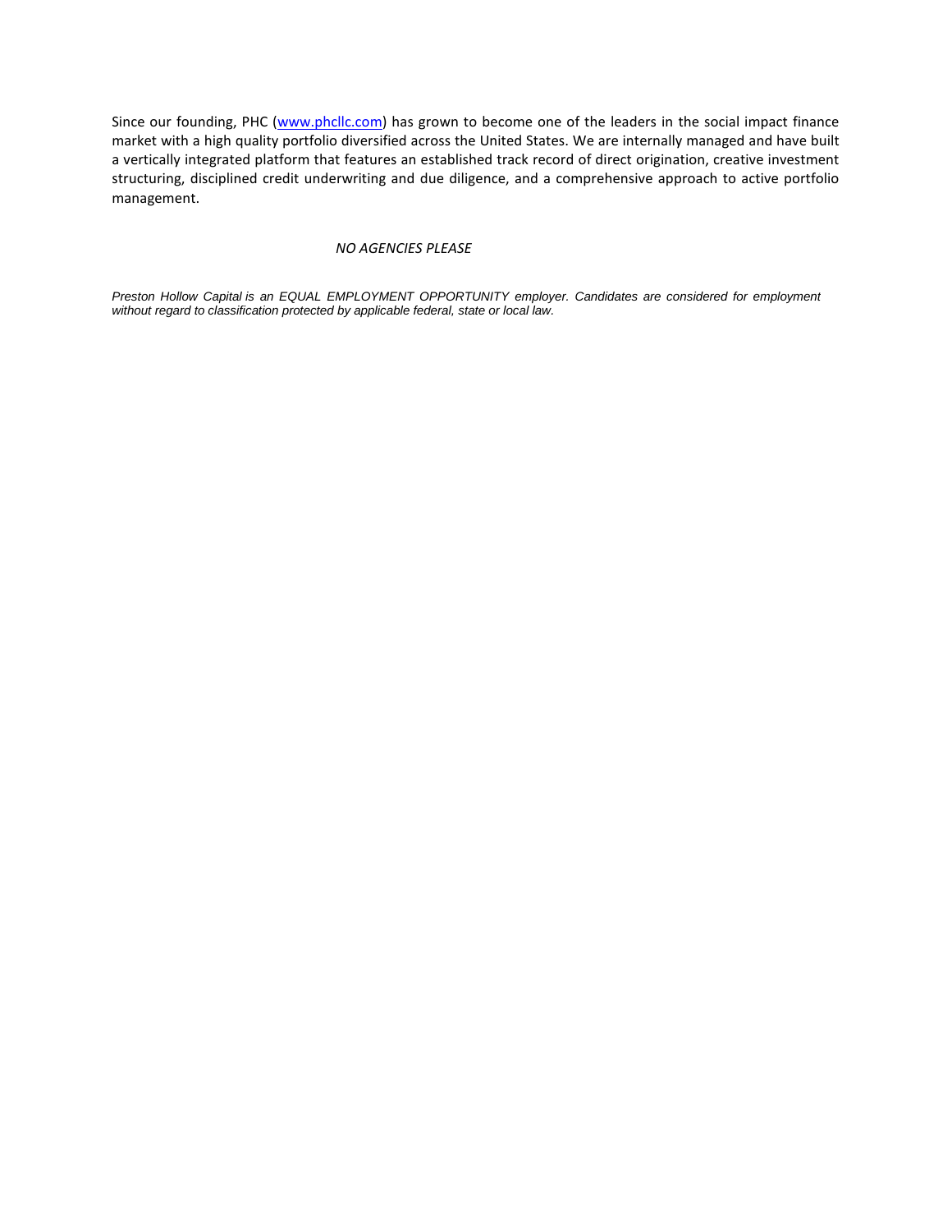Since our founding, PHC ([www.phcllc.com](http://www.phcllc.com)) has grown to become one of the leaders in the social impact finance market with a high quality portfolio diversified across the United States. We are internally managed and have built a vertically integrated platform that features an established track record of direct origination, creative investment structuring, disciplined credit underwriting and due diligence, and a comprehensive approach to active portfolio management.

*NO AGENCIES PLEASE*

*Preston Hollow Capital is an EQUAL EMPLOYMENT OPPORTUNITY employer. Candidates are considered for employment without regard to classification protected by applicable federal, state or local law.*